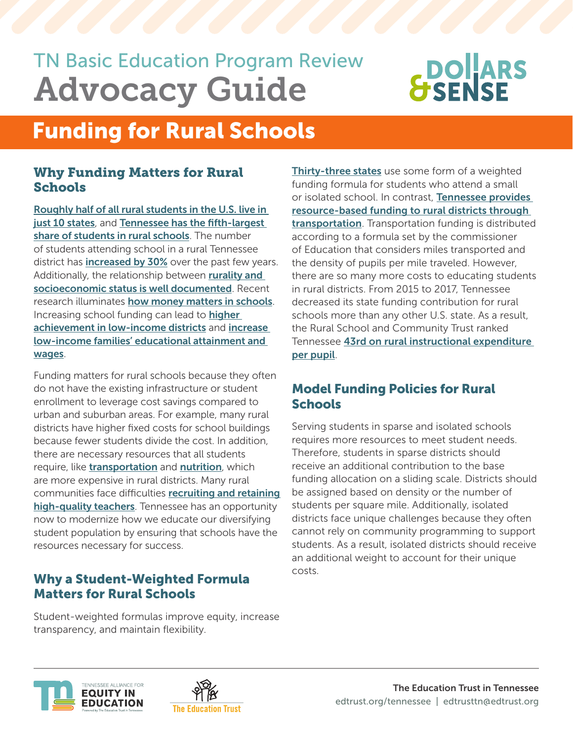TN Basic Education Program Review

# Advocacy Guide

DOLLARS & SENSE

## Funding for Rural Schools

### Why Funding Matters for Rural Schools

Roughly half of all rural students in the U.S. live in just 10 states, and Tennessee has the fifth-largest share of students in rural schools. The number of students attending school in a rural Tennessee district has increased by 30% over the past few years. Additionally, the relationship between rurality and socioeconomic status is well documented. Recent research illuminates how money matters in schools. Increasing school funding can lead to higher achievement in low-income districts and increase low-income families' educational attainment and wages.

Funding matters for rural schools because they often do not have the existing infrastructure or student enrollment to leverage cost savings compared to urban and suburban areas. For example, many rural districts have higher fixed costs for school buildings because fewer students divide the cost. In addition, there are necessary resources that all students require, like transportation and nutrition, which are more expensive in rural districts. Many rural communities face difficulties recruiting and retaining high-quality teachers. Tennessee has an opportunity now to modernize how we educate our diversifying student population by ensuring that schools have the resources necessary for success.

### Why a Student-Weighted Formula Matters for Rural Schools

Student-weighted formulas improve equity, increase transparency, and maintain flexibility.

Thirty-three states use some form of a weighted funding formula for students who attend a small or isolated school. In contrast, Tennessee provides resource-based funding to rural districts through transportation. Transportation funding is distributed according to a formula set by the commissioner of Education that considers miles transported and the density of pupils per mile traveled. However, there are so many more costs to educating students in rural districts. From 2015 to 2017, Tennessee decreased its state funding contribution for rural schools more than any other U.S. state. As a result, the Rural School and Community Trust ranked Tennessee 43rd on rural instructional expenditure per pupil.

### Model Funding Policies for Rural Schools

Serving students in sparse and isolated schools requires more resources to meet student needs. Therefore, students in sparse districts should receive an additional contribution to the base funding allocation on a sliding scale. Districts should be assigned based on density or the number of students per square mile. Additionally, isolated districts face unique challenges because they often cannot rely on community programming to support students. As a result, isolated districts should receive an additional weight to account for their unique costs.

Tennessee Alliance for Equity in Education — Powered by The Education Trust in Tennessee

The Education Trust

The Education Trust in Tennessee
edtrust.org/tennessee | edtrusttn@edtrust.org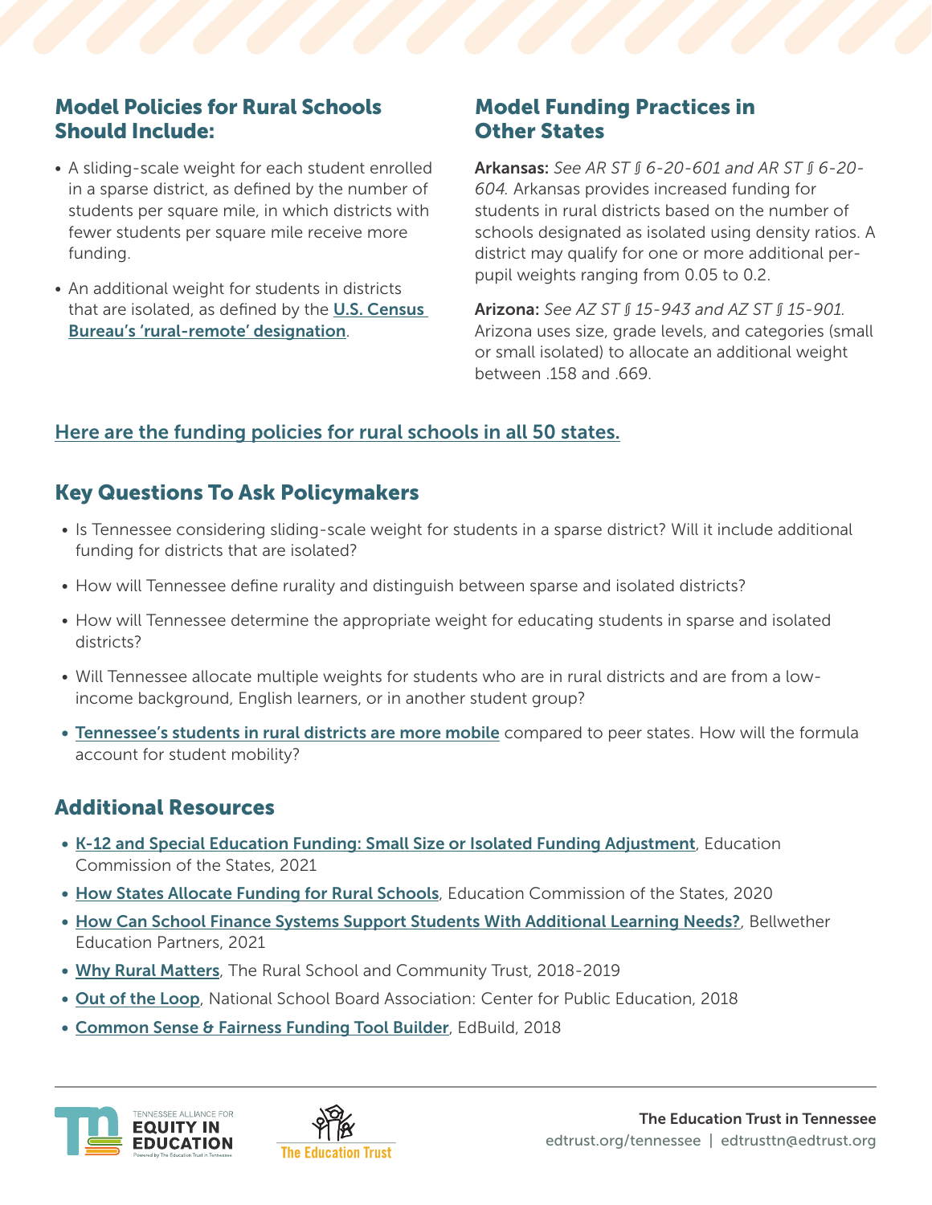## Model Policies for Rural Schools Should Include:

- A sliding-scale weight for each student enrolled in a sparse district, as defined by the number of students per square mile, in which districts with fewer students per square mile receive more funding.
- An additional weight for students in districts that are isolated, as defined by the U.S. Census Bureau's 'rural-remote' designation.

## Model Funding Practices in Other States

**Arkansas:** *See AR ST § 6-20-601 and AR ST § 6-20-604.* Arkansas provides increased funding for students in rural districts based on the number of schools designated as isolated using density ratios. A district may qualify for one or more additional per-pupil weights ranging from 0.05 to 0.2.

**Arizona:** *See AZ ST § 15-943 and AZ ST § 15-901.* Arizona uses size, grade levels, and categories (small or small isolated) to allocate an additional weight between .158 and .669.

Here are the funding policies for rural schools in all 50 states.

## Key Questions To Ask Policymakers

- Is Tennessee considering sliding-scale weight for students in a sparse district? Will it include additional funding for districts that are isolated?
- How will Tennessee define rurality and distinguish between sparse and isolated districts?
- How will Tennessee determine the appropriate weight for educating students in sparse and isolated districts?
- Will Tennessee allocate multiple weights for students who are in rural districts and are from a low-income background, English learners, or in another student group?
- Tennessee's students in rural districts are more mobile compared to peer states. How will the formula account for student mobility?

## Additional Resources

- K-12 and Special Education Funding: Small Size or Isolated Funding Adjustment, Education Commission of the States, 2021
- How States Allocate Funding for Rural Schools, Education Commission of the States, 2020
- How Can School Finance Systems Support Students With Additional Learning Needs?, Bellwether Education Partners, 2021
- Why Rural Matters, The Rural School and Community Trust, 2018-2019
- Out of the Loop, National School Board Association: Center for Public Education, 2018
- Common Sense & Fairness Funding Tool Builder, EdBuild, 2018

TENNESSEE ALLIANCE FOR EQUITY IN EDUCATION
Powered by The Education Trust in Tennessee

The Education Trust

**The Education Trust in Tennessee**
edtrust.org/tennessee | edtrusttn@edtrust.org